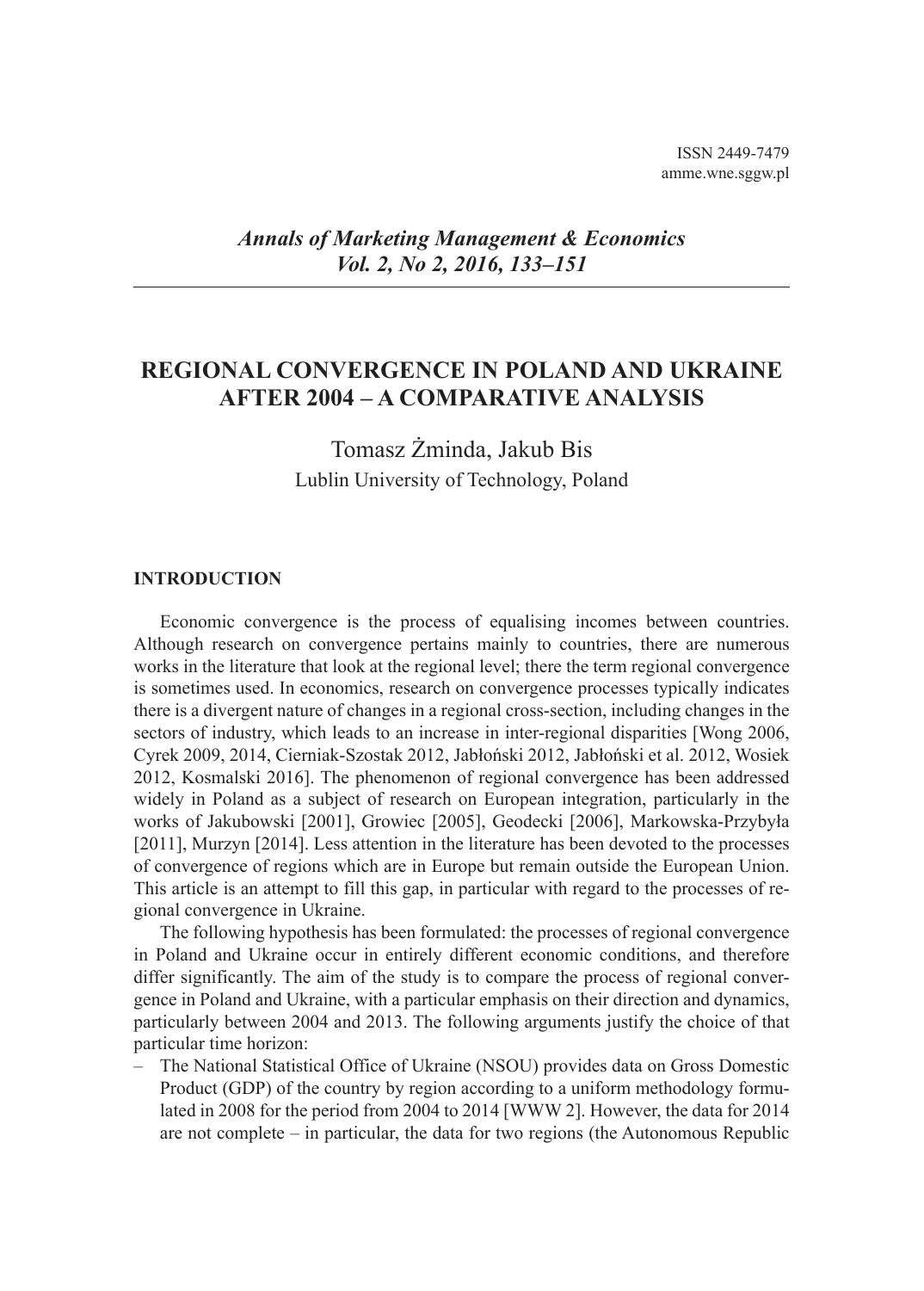ISSN 2449-7479
amme.wne.sggw.pl

*Annals of Marketing Management & Economics*
*Vol. 2, No 2, 2016, 133–151*

# REGIONAL CONVERGENCE IN POLAND AND UKRAINE AFTER 2004 – A COMPARATIVE ANALYSIS

Tomasz Żminda, Jakub Bis
Lublin University of Technology, Poland

## INTRODUCTION

Economic convergence is the process of equalising incomes between countries. Although research on convergence pertains mainly to countries, there are numerous works in the literature that look at the regional level; there the term regional convergence is sometimes used. In economics, research on convergence processes typically indicates there is a divergent nature of changes in a regional cross-section, including changes in the sectors of industry, which leads to an increase in inter-regional disparities [Wong 2006, Cyrek 2009, 2014, Cierniak-Szostak 2012, Jabłoński 2012, Jabłoński et al. 2012, Wosiek 2012, Kosmalski 2016]. The phenomenon of regional convergence has been addressed widely in Poland as a subject of research on European integration, particularly in the works of Jakubowski [2001], Growiec [2005], Geodecki [2006], Markowska-Przybyła [2011], Murzyn [2014]. Less attention in the literature has been devoted to the processes of convergence of regions which are in Europe but remain outside the European Union. This article is an attempt to fill this gap, in particular with regard to the processes of regional convergence in Ukraine.

The following hypothesis has been formulated: the processes of regional convergence in Poland and Ukraine occur in entirely different economic conditions, and therefore differ significantly. The aim of the study is to compare the process of regional convergence in Poland and Ukraine, with a particular emphasis on their direction and dynamics, particularly between 2004 and 2013. The following arguments justify the choice of that particular time horizon:

– The National Statistical Office of Ukraine (NSOU) provides data on Gross Domestic Product (GDP) of the country by region according to a uniform methodology formulated in 2008 for the period from 2004 to 2014 [WWW 2]. However, the data for 2014 are not complete – in particular, the data for two regions (the Autonomous Republic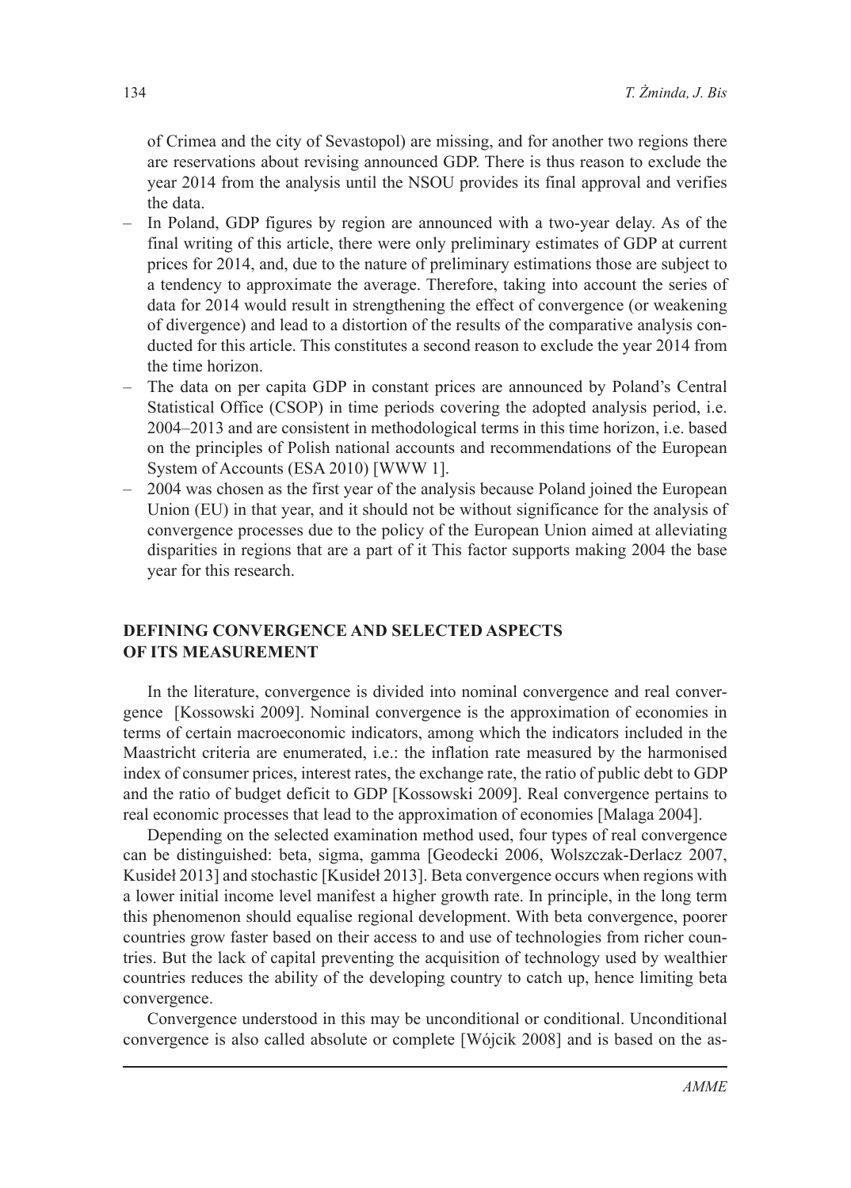of Crimea and the city of Sevastopol) are missing, and for another two regions there are reservations about revising announced GDP. There is thus reason to exclude the year 2014 from the analysis until the NSOU provides its final approval and verifies the data.

- In Poland, GDP figures by region are announced with a two-year delay. As of the final writing of this article, there were only preliminary estimates of GDP at current prices for 2014, and, due to the nature of preliminary estimations those are subject to a tendency to approximate the average. Therefore, taking into account the series of data for 2014 would result in strengthening the effect of convergence (or weakening of divergence) and lead to a distortion of the results of the comparative analysis conducted for this article. This constitutes a second reason to exclude the year 2014 from the time horizon.
- The data on per capita GDP in constant prices are announced by Poland's Central Statistical Office (CSOP) in time periods covering the adopted analysis period, i.e. 2004–2013 and are consistent in methodological terms in this time horizon, i.e. based on the principles of Polish national accounts and recommendations of the European System of Accounts (ESA 2010) [WWW 1].
- 2004 was chosen as the first year of the analysis because Poland joined the European Union (EU) in that year, and it should not be without significance for the analysis of convergence processes due to the policy of the European Union aimed at alleviating disparities in regions that are a part of it This factor supports making 2004 the base year for this research.

## DEFINING CONVERGENCE AND SELECTED ASPECTS OF ITS MEASUREMENT

In the literature, convergence is divided into nominal convergence and real convergence [Kossowski 2009]. Nominal convergence is the approximation of economies in terms of certain macroeconomic indicators, among which the indicators included in the Maastricht criteria are enumerated, i.e.: the inflation rate measured by the harmonised index of consumer prices, interest rates, the exchange rate, the ratio of public debt to GDP and the ratio of budget deficit to GDP [Kossowski 2009]. Real convergence pertains to real economic processes that lead to the approximation of economies [Malaga 2004].

Depending on the selected examination method used, four types of real convergence can be distinguished: beta, sigma, gamma [Geodecki 2006, Wolszczak-Derlacz 2007, Kusideł 2013] and stochastic [Kusideł 2013]. Beta convergence occurs when regions with a lower initial income level manifest a higher growth rate. In principle, in the long term this phenomenon should equalise regional development. With beta convergence, poorer countries grow faster based on their access to and use of technologies from richer countries. But the lack of capital preventing the acquisition of technology used by wealthier countries reduces the ability of the developing country to catch up, hence limiting beta convergence.

Convergence understood in this may be unconditional or conditional. Unconditional convergence is also called absolute or complete [Wójcik 2008] and is based on the as-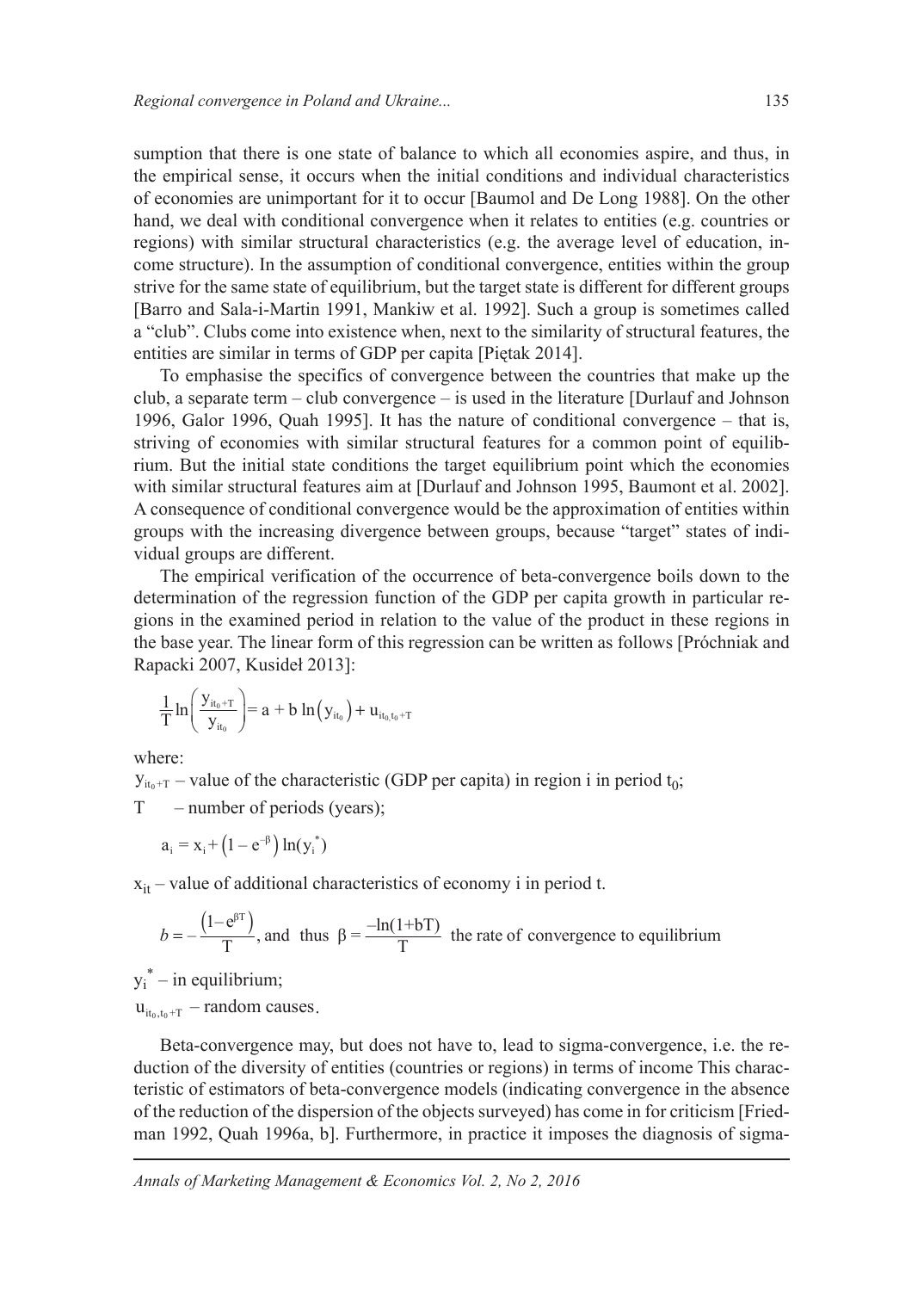sumption that there is one state of balance to which all economies aspire, and thus, in the empirical sense, it occurs when the initial conditions and individual characteristics of economies are unimportant for it to occur [Baumol and De Long 1988]. On the other hand, we deal with conditional convergence when it relates to entities (e.g. countries or regions) with similar structural characteristics (e.g. the average level of education, income structure). In the assumption of conditional convergence, entities within the group strive for the same state of equilibrium, but the target state is different for different groups [Barro and Sala-i-Martin 1991, Mankiw et al. 1992]. Such a group is sometimes called a "club". Clubs come into existence when, next to the similarity of structural features, the entities are similar in terms of GDP per capita [Piętak 2014].

To emphasise the specifics of convergence between the countries that make up the club, a separate term – club convergence – is used in the literature [Durlauf and Johnson 1996, Galor 1996, Quah 1995]. It has the nature of conditional convergence – that is, striving of economies with similar structural features for a common point of equilibrium. But the initial state conditions the target equilibrium point which the economies with similar structural features aim at [Durlauf and Johnson 1995, Baumont et al. 2002]. A consequence of conditional convergence would be the approximation of entities within groups with the increasing divergence between groups, because "target" states of individual groups are different.

The empirical verification of the occurrence of beta-convergence boils down to the determination of the regression function of the GDP per capita growth in particular regions in the examined period in relation to the value of the product in these regions in the base year. The linear form of this regression can be written as follows [Próchniak and Rapacki 2007, Kusideł 2013]:

$$\frac{1}{T}\ln\left(\frac{y_{it_0+T}}{y_{it_0}}\right) = a + b\ln\left(y_{it_0}\right) + u_{it_0,t_0+T}$$

where:

$y_{it_0+T}$ – value of the characteristic (GDP per capita) in region i in period $t_0$;

T – number of periods (years);

$$a_i = x_i + \left(1 - e^{-\beta}\right)\ln(y_i^*)$$

$x_{it}$ – value of additional characteristics of economy i in period t.

$b = -\frac{\left(1 - e^{\beta T}\right)}{T}$, and thus $\beta = \frac{-\ln(1+bT)}{T}$ the rate of convergence to equilibrium

$y_i^*$ – in equilibrium;

$u_{it_0,t_0+T}$ – random causes.

Beta-convergence may, but does not have to, lead to sigma-convergence, i.e. the reduction of the diversity of entities (countries or regions) in terms of income This characteristic of estimators of beta-convergence models (indicating convergence in the absence of the reduction of the dispersion of the objects surveyed) has come in for criticism [Friedman 1992, Quah 1996a, b]. Furthermore, in practice it imposes the diagnosis of sigma-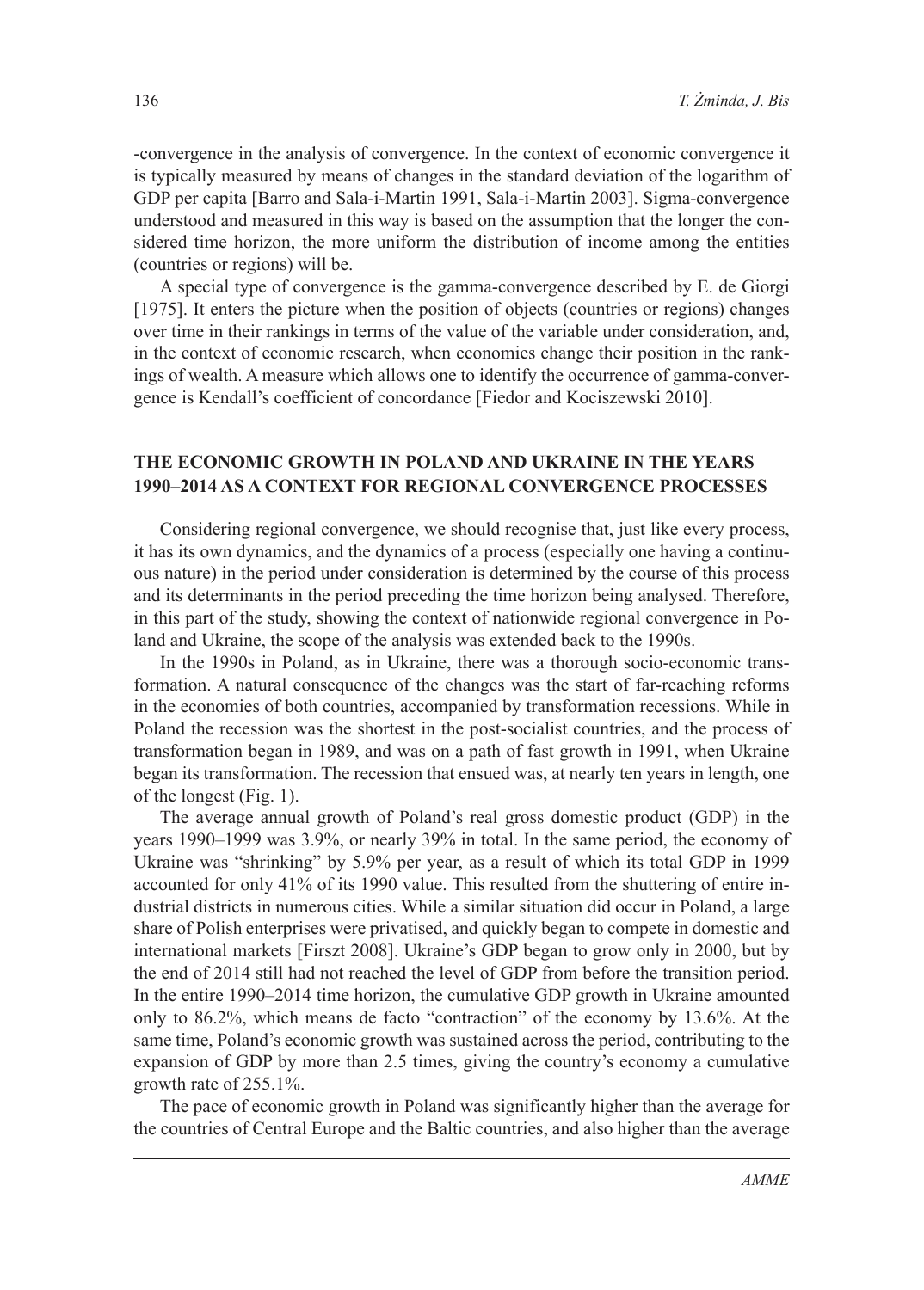-convergence in the analysis of convergence. In the context of economic convergence it is typically measured by means of changes in the standard deviation of the logarithm of GDP per capita [Barro and Sala-i-Martin 1991, Sala-i-Martin 2003]. Sigma-convergence understood and measured in this way is based on the assumption that the longer the considered time horizon, the more uniform the distribution of income among the entities (countries or regions) will be.

A special type of convergence is the gamma-convergence described by E. de Giorgi [1975]. It enters the picture when the position of objects (countries or regions) changes over time in their rankings in terms of the value of the variable under consideration, and, in the context of economic research, when economies change their position in the rankings of wealth. A measure which allows one to identify the occurrence of gamma-convergence is Kendall's coefficient of concordance [Fiedor and Kociszewski 2010].

## THE ECONOMIC GROWTH IN POLAND AND UKRAINE IN THE YEARS 1990–2014 AS A CONTEXT FOR REGIONAL CONVERGENCE PROCESSES

Considering regional convergence, we should recognise that, just like every process, it has its own dynamics, and the dynamics of a process (especially one having a continuous nature) in the period under consideration is determined by the course of this process and its determinants in the period preceding the time horizon being analysed. Therefore, in this part of the study, showing the context of nationwide regional convergence in Poland and Ukraine, the scope of the analysis was extended back to the 1990s.

In the 1990s in Poland, as in Ukraine, there was a thorough socio-economic transformation. A natural consequence of the changes was the start of far-reaching reforms in the economies of both countries, accompanied by transformation recessions. While in Poland the recession was the shortest in the post-socialist countries, and the process of transformation began in 1989, and was on a path of fast growth in 1991, when Ukraine began its transformation. The recession that ensued was, at nearly ten years in length, one of the longest (Fig. 1).

The average annual growth of Poland's real gross domestic product (GDP) in the years 1990–1999 was 3.9%, or nearly 39% in total. In the same period, the economy of Ukraine was "shrinking" by 5.9% per year, as a result of which its total GDP in 1999 accounted for only 41% of its 1990 value. This resulted from the shuttering of entire industrial districts in numerous cities. While a similar situation did occur in Poland, a large share of Polish enterprises were privatised, and quickly began to compete in domestic and international markets [Firszt 2008]. Ukraine's GDP began to grow only in 2000, but by the end of 2014 still had not reached the level of GDP from before the transition period. In the entire 1990–2014 time horizon, the cumulative GDP growth in Ukraine amounted only to 86.2%, which means de facto "contraction" of the economy by 13.6%. At the same time, Poland's economic growth was sustained across the period, contributing to the expansion of GDP by more than 2.5 times, giving the country's economy a cumulative growth rate of 255.1%.

The pace of economic growth in Poland was significantly higher than the average for the countries of Central Europe and the Baltic countries, and also higher than the average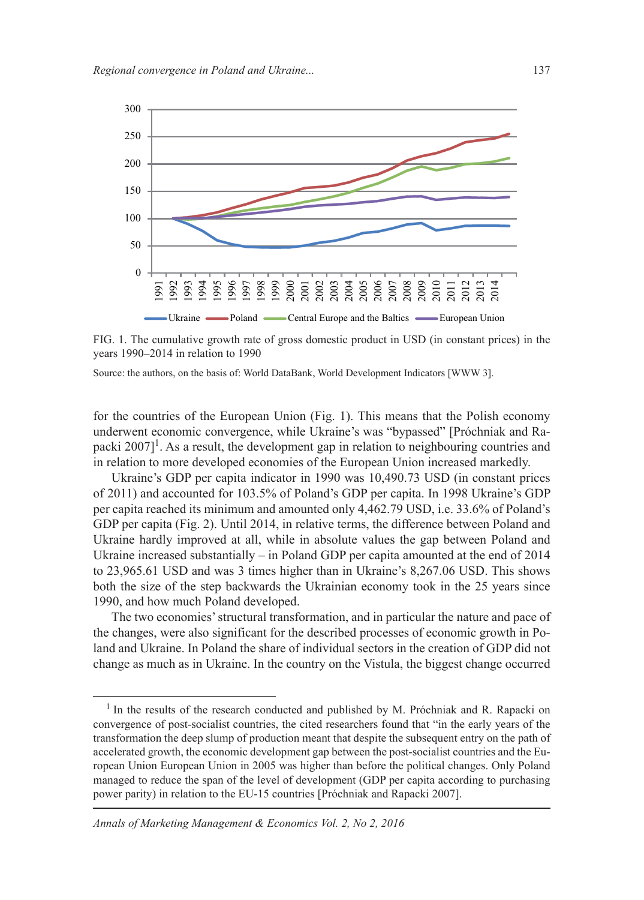FIG. 1. The cumulative growth rate of gross domestic product in USD (in constant prices) in the years 1990–2014 in relation to 1990

Source: the authors, on the basis of: World DataBank, World Development Indicators [WWW 3].

for the countries of the European Union (Fig. 1). This means that the Polish economy underwent economic convergence, while Ukraine's was "bypassed" [Próchniak and Rapacki 2007][1]. As a result, the development gap in relation to neighbouring countries and in relation to more developed economies of the European Union increased markedly.

Ukraine's GDP per capita indicator in 1990 was 10,490.73 USD (in constant prices of 2011) and accounted for 103.5% of Poland's GDP per capita. In 1998 Ukraine's GDP per capita reached its minimum and amounted only 4,462.79 USD, i.e. 33.6% of Poland's GDP per capita (Fig. 2). Until 2014, in relative terms, the difference between Poland and Ukraine hardly improved at all, while in absolute values the gap between Poland and Ukraine increased substantially – in Poland GDP per capita amounted at the end of 2014 to 23,965.61 USD and was 3 times higher than in Ukraine's 8,267.06 USD. This shows both the size of the step backwards the Ukrainian economy took in the 25 years since 1990, and how much Poland developed.

The two economies' structural transformation, and in particular the nature and pace of the changes, were also significant for the described processes of economic growth in Poland and Ukraine. In Poland the share of individual sectors in the creation of GDP did not change as much as in Ukraine. In the country on the Vistula, the biggest change occurred

---

[1] In the results of the research conducted and published by M. Próchniak and R. Rapacki on convergence of post-socialist countries, the cited researchers found that "in the early years of the transformation the deep slump of production meant that despite the subsequent entry on the path of accelerated growth, the economic development gap between the post-socialist countries and the European Union European Union in 2005 was higher than before the political changes. Only Poland managed to reduce the span of the level of development (GDP per capita according to purchasing power parity) in relation to the EU-15 countries [Próchniak and Rapacki 2007].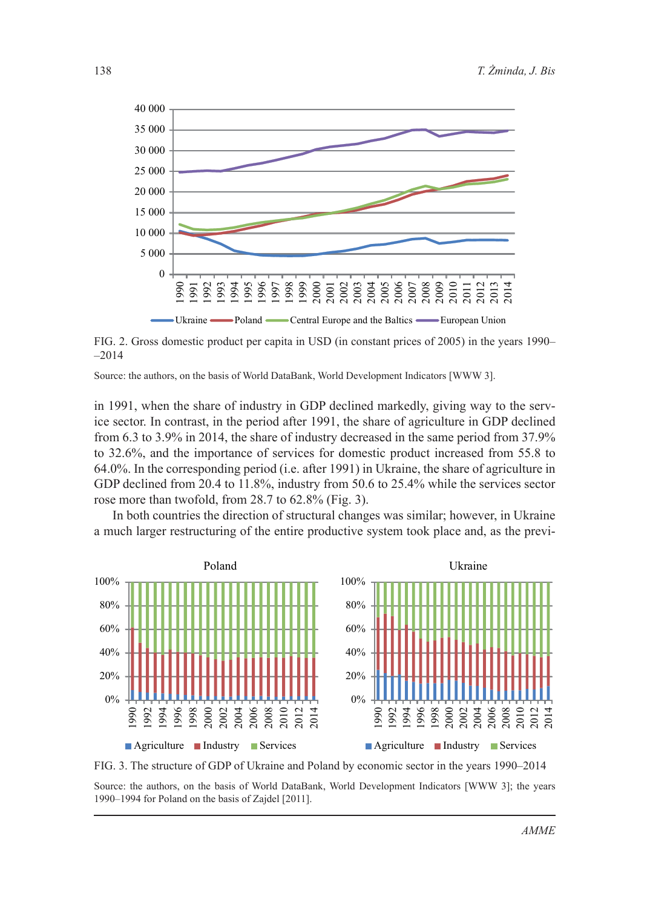FIG. 2. Gross domestic product per capita in USD (in constant prices of 2005) in the years 1990–2014

Source: the authors, on the basis of World DataBank, World Development Indicators [WWW 3].

in 1991, when the share of industry in GDP declined markedly, giving way to the service sector. In contrast, in the period after 1991, the share of agriculture in GDP declined from 6.3 to 3.9% in 2014, the share of industry decreased in the same period from 37.9% to 32.6%, and the importance of services for domestic product increased from 55.8 to 64.0%. In the corresponding period (i.e. after 1991) in Ukraine, the share of agriculture in GDP declined from 20.4 to 11.8%, industry from 50.6 to 25.4% while the services sector rose more than twofold, from 28.7 to 62.8% (Fig. 3).

In both countries the direction of structural changes was similar; however, in Ukraine a much larger restructuring of the entire productive system took place and, as the previ-

FIG. 3. The structure of GDP of Ukraine and Poland by economic sector in the years 1990–2014

Source: the authors, on the basis of World DataBank, World Development Indicators [WWW 3]; the years 1990–1994 for Poland on the basis of Zajdel [2011].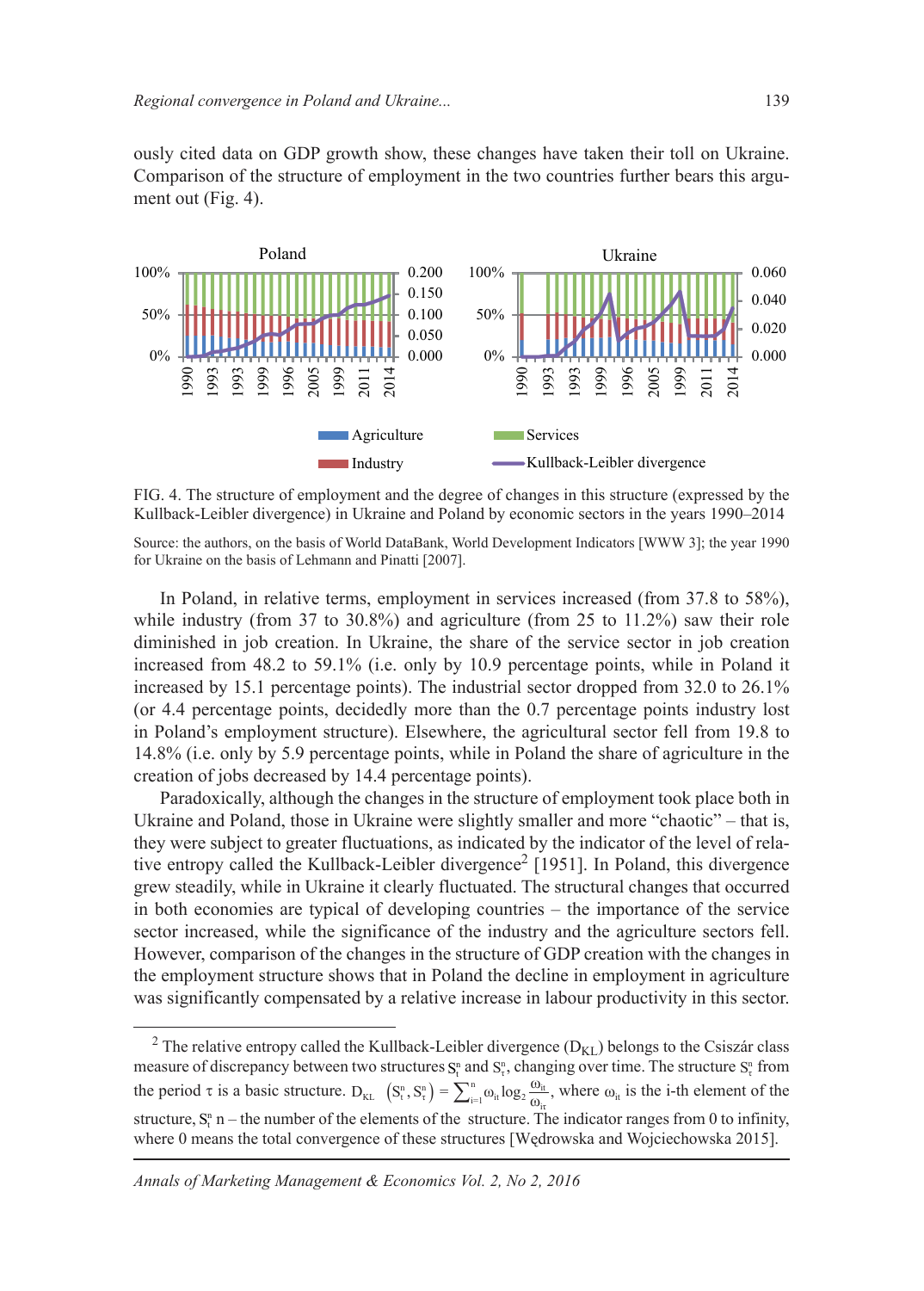ously cited data on GDP growth show, these changes have taken their toll on Ukraine. Comparison of the structure of employment in the two countries further bears this argument out (Fig. 4).

FIG. 4. The structure of employment and the degree of changes in this structure (expressed by the Kullback-Leibler divergence) in Ukraine and Poland by economic sectors in the years 1990–2014

Source: the authors, on the basis of World DataBank, World Development Indicators [WWW 3]; the year 1990 for Ukraine on the basis of Lehmann and Pinatti [2007].

In Poland, in relative terms, employment in services increased (from 37.8 to 58%), while industry (from 37 to 30.8%) and agriculture (from 25 to 11.2%) saw their role diminished in job creation. In Ukraine, the share of the service sector in job creation increased from 48.2 to 59.1% (i.e. only by 10.9 percentage points, while in Poland it increased by 15.1 percentage points). The industrial sector dropped from 32.0 to 26.1% (or 4.4 percentage points, decidedly more than the 0.7 percentage points industry lost in Poland's employment structure). Elsewhere, the agricultural sector fell from 19.8 to 14.8% (i.e. only by 5.9 percentage points, while in Poland the share of agriculture in the creation of jobs decreased by 14.4 percentage points).

Paradoxically, although the changes in the structure of employment took place both in Ukraine and Poland, those in Ukraine were slightly smaller and more "chaotic" – that is, they were subject to greater fluctuations, as indicated by the indicator of the level of relative entropy called the Kullback-Leibler divergence[2] [1951]. In Poland, this divergence grew steadily, while in Ukraine it clearly fluctuated. The structural changes that occurred in both economies are typical of developing countries – the importance of the service sector increased, while the significance of the industry and the agriculture sectors fell. However, comparison of the changes in the structure of GDP creation with the changes in the employment structure shows that in Poland the decline in employment in agriculture was significantly compensated by a relative increase in labour productivity in this sector.

---

[2] The relative entropy called the Kullback-Leibler divergence ($D_{KL}$) belongs to the Csiszár class measure of discrepancy between two structures $S_t^n$ and $S_\tau^n$, changing over time. The structure $S_\tau^n$ from the period $\tau$ is a basic structure. $D_{KL}\left(S_t^n, S_\tau^n\right) = \sum_{i=1}^{n} \omega_{it} \log_2 \frac{\omega_{it}}{\omega_{i\tau}}$, where $\omega_{it}$ is the i-th element of the structure, $S_t^n$ n – the number of the elements of the structure. The indicator ranges from 0 to infinity, where 0 means the total convergence of these structures [Wędrowska and Wojciechowska 2015].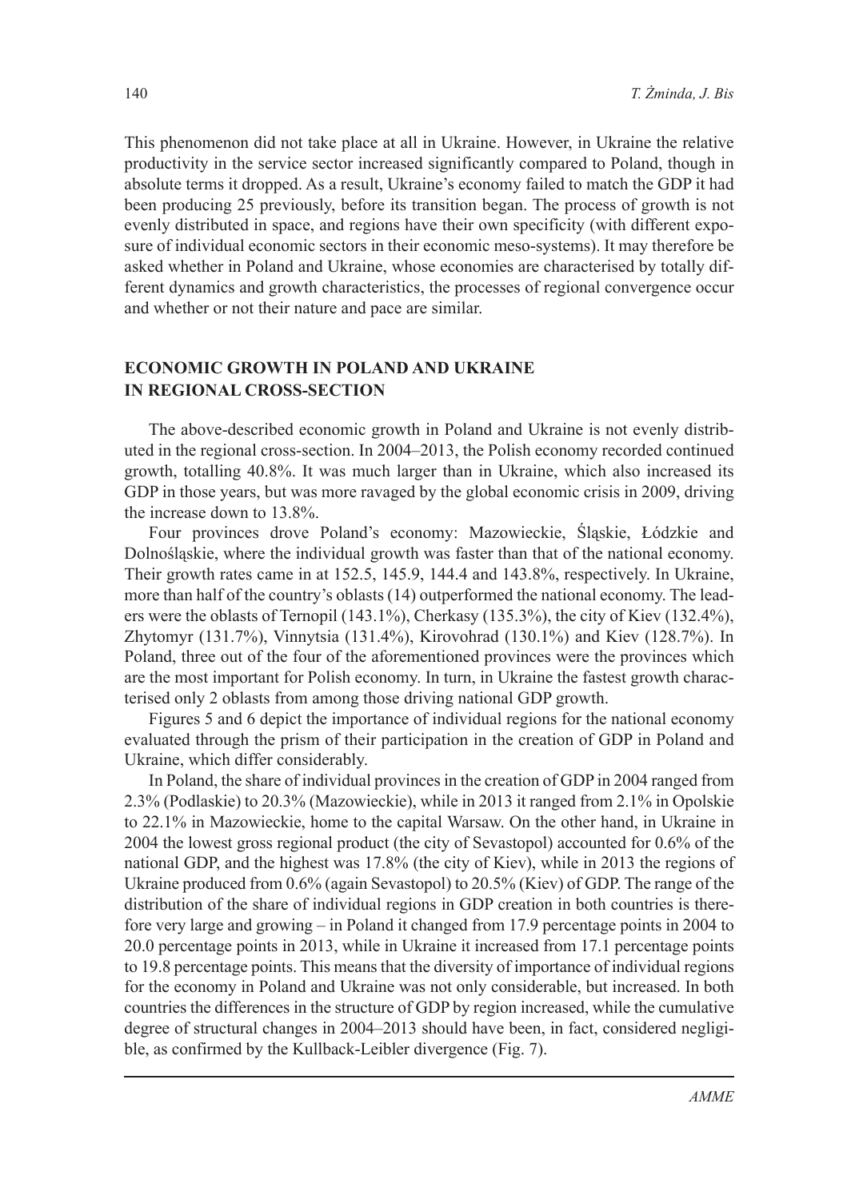This phenomenon did not take place at all in Ukraine. However, in Ukraine the relative productivity in the service sector increased significantly compared to Poland, though in absolute terms it dropped. As a result, Ukraine's economy failed to match the GDP it had been producing 25 previously, before its transition began. The process of growth is not evenly distributed in space, and regions have their own specificity (with different exposure of individual economic sectors in their economic meso-systems). It may therefore be asked whether in Poland and Ukraine, whose economies are characterised by totally different dynamics and growth characteristics, the processes of regional convergence occur and whether or not their nature and pace are similar.

## ECONOMIC GROWTH IN POLAND AND UKRAINE IN REGIONAL CROSS-SECTION

The above-described economic growth in Poland and Ukraine is not evenly distributed in the regional cross-section. In 2004–2013, the Polish economy recorded continued growth, totalling 40.8%. It was much larger than in Ukraine, which also increased its GDP in those years, but was more ravaged by the global economic crisis in 2009, driving the increase down to 13.8%.

Four provinces drove Poland's economy: Mazowieckie, Śląskie, Łódzkie and Dolnośląskie, where the individual growth was faster than that of the national economy. Their growth rates came in at 152.5, 145.9, 144.4 and 143.8%, respectively. In Ukraine, more than half of the country's oblasts (14) outperformed the national economy. The leaders were the oblasts of Ternopil (143.1%), Cherkasy (135.3%), the city of Kiev (132.4%), Zhytomyr (131.7%), Vinnytsia (131.4%), Kirovohrad (130.1%) and Kiev (128.7%). In Poland, three out of the four of the aforementioned provinces were the provinces which are the most important for Polish economy. In turn, in Ukraine the fastest growth characterised only 2 oblasts from among those driving national GDP growth.

Figures 5 and 6 depict the importance of individual regions for the national economy evaluated through the prism of their participation in the creation of GDP in Poland and Ukraine, which differ considerably.

In Poland, the share of individual provinces in the creation of GDP in 2004 ranged from 2.3% (Podlaskie) to 20.3% (Mazowieckie), while in 2013 it ranged from 2.1% in Opolskie to 22.1% in Mazowieckie, home to the capital Warsaw. On the other hand, in Ukraine in 2004 the lowest gross regional product (the city of Sevastopol) accounted for 0.6% of the national GDP, and the highest was 17.8% (the city of Kiev), while in 2013 the regions of Ukraine produced from 0.6% (again Sevastopol) to 20.5% (Kiev) of GDP. The range of the distribution of the share of individual regions in GDP creation in both countries is therefore very large and growing – in Poland it changed from 17.9 percentage points in 2004 to 20.0 percentage points in 2013, while in Ukraine it increased from 17.1 percentage points to 19.8 percentage points. This means that the diversity of importance of individual regions for the economy in Poland and Ukraine was not only considerable, but increased. In both countries the differences in the structure of GDP by region increased, while the cumulative degree of structural changes in 2004–2013 should have been, in fact, considered negligible, as confirmed by the Kullback-Leibler divergence (Fig. 7).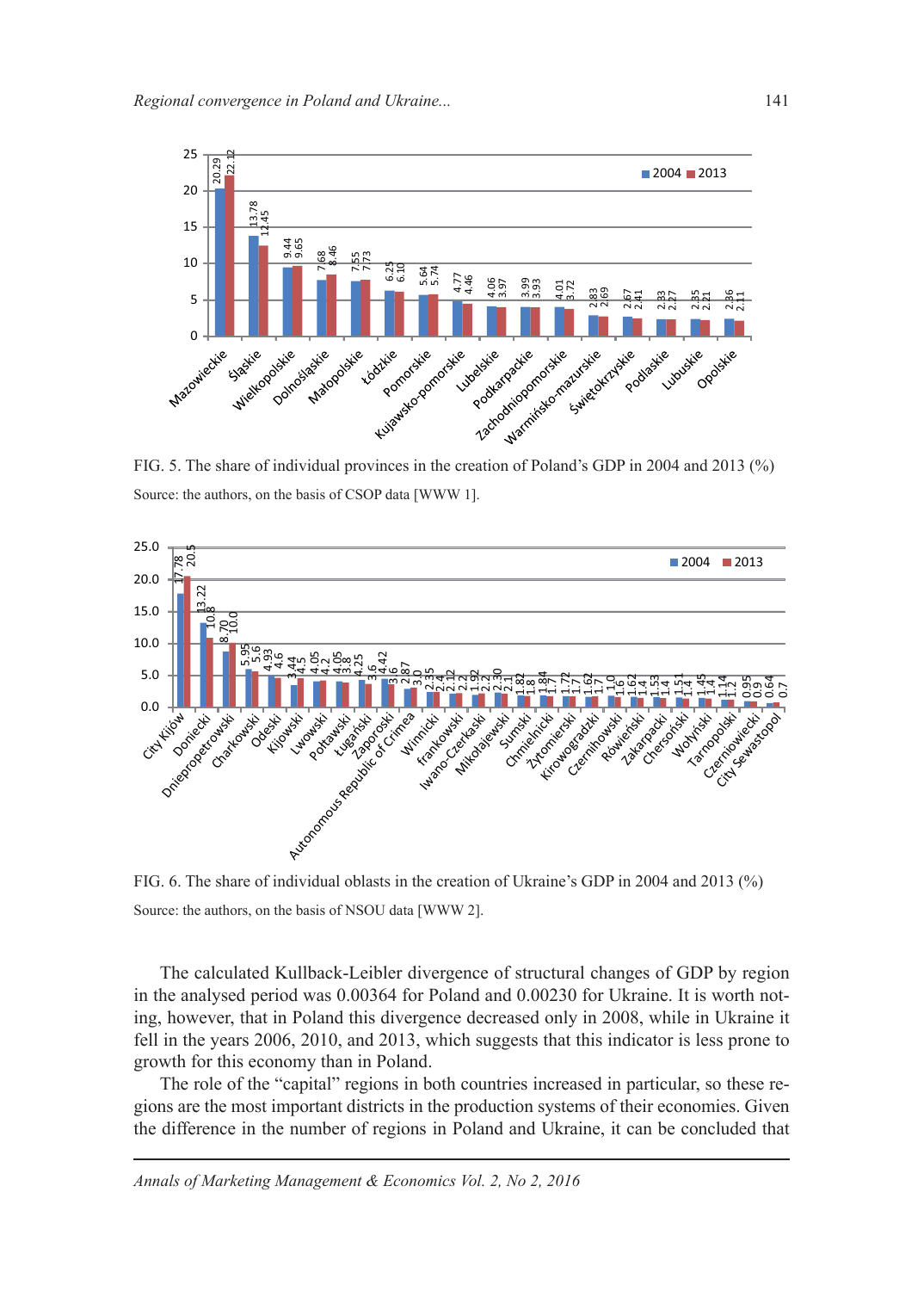FIG. 5. The share of individual provinces in the creation of Poland's GDP in 2004 and 2013 (%)

Source: the authors, on the basis of CSOP data [WWW 1].

FIG. 6. The share of individual oblasts in the creation of Ukraine's GDP in 2004 and 2013 (%)

Source: the authors, on the basis of NSOU data [WWW 2].

The calculated Kullback-Leibler divergence of structural changes of GDP by region in the analysed period was 0.00364 for Poland and 0.00230 for Ukraine. It is worth noting, however, that in Poland this divergence decreased only in 2008, while in Ukraine it fell in the years 2006, 2010, and 2013, which suggests that this indicator is less prone to growth for this economy than in Poland.

The role of the "capital" regions in both countries increased in particular, so these regions are the most important districts in the production systems of their economies. Given the difference in the number of regions in Poland and Ukraine, it can be concluded that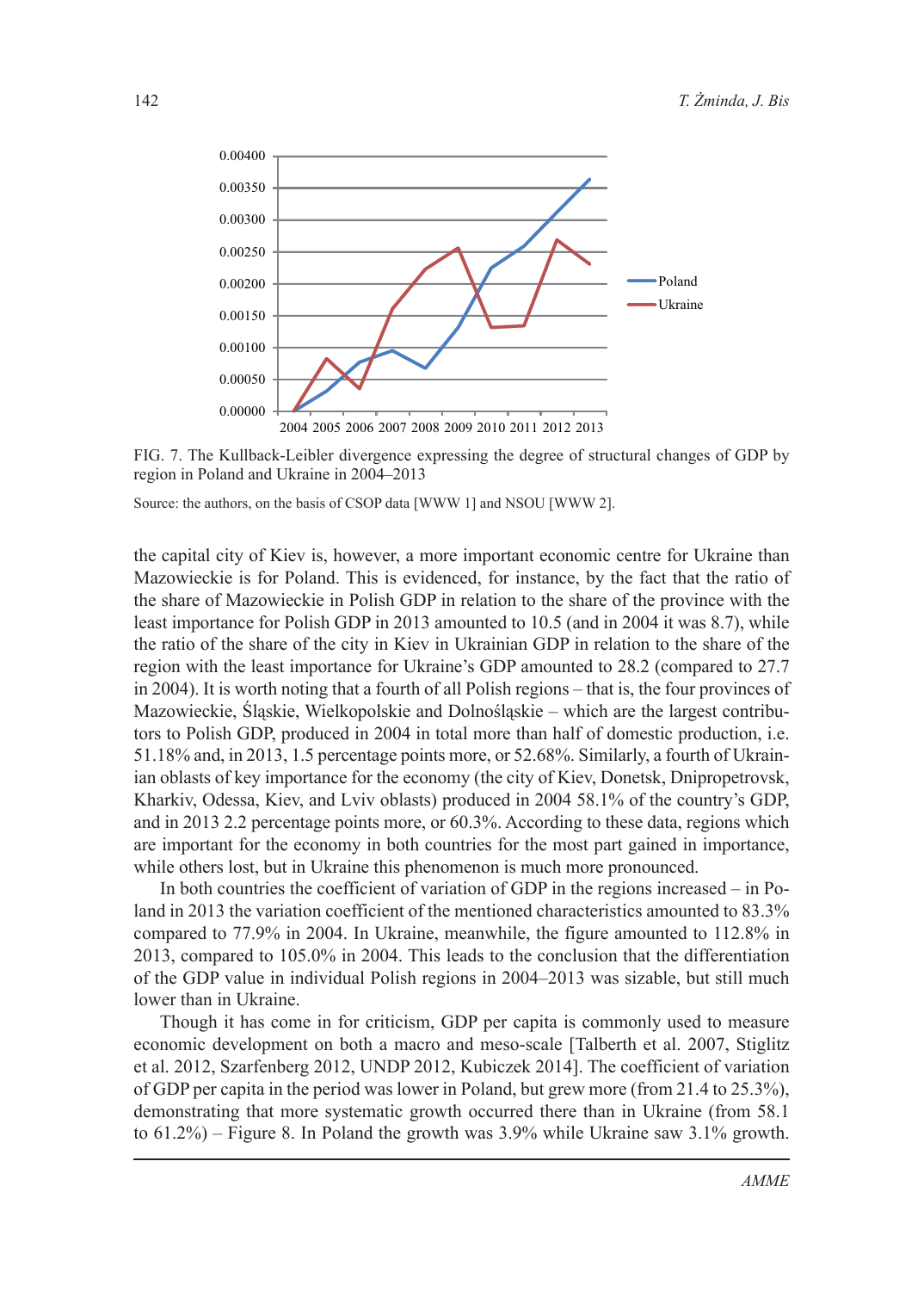FIG. 7. The Kullback-Leibler divergence expressing the degree of structural changes of GDP by region in Poland and Ukraine in 2004–2013

Source: the authors, on the basis of CSOP data [WWW 1] and NSOU [WWW 2].

the capital city of Kiev is, however, a more important economic centre for Ukraine than Mazowieckie is for Poland. This is evidenced, for instance, by the fact that the ratio of the share of Mazowieckie in Polish GDP in relation to the share of the province with the least importance for Polish GDP in 2013 amounted to 10.5 (and in 2004 it was 8.7), while the ratio of the share of the city in Kiev in Ukrainian GDP in relation to the share of the region with the least importance for Ukraine's GDP amounted to 28.2 (compared to 27.7 in 2004). It is worth noting that a fourth of all Polish regions – that is, the four provinces of Mazowieckie, Śląskie, Wielkopolskie and Dolnośląskie – which are the largest contributors to Polish GDP, produced in 2004 in total more than half of domestic production, i.e. 51.18% and, in 2013, 1.5 percentage points more, or 52.68%. Similarly, a fourth of Ukrainian oblasts of key importance for the economy (the city of Kiev, Donetsk, Dnipropetrovsk, Kharkiv, Odessa, Kiev, and Lviv oblasts) produced in 2004 58.1% of the country's GDP, and in 2013 2.2 percentage points more, or 60.3%. According to these data, regions which are important for the economy in both countries for the most part gained in importance, while others lost, but in Ukraine this phenomenon is much more pronounced.

In both countries the coefficient of variation of GDP in the regions increased – in Poland in 2013 the variation coefficient of the mentioned characteristics amounted to 83.3% compared to 77.9% in 2004. In Ukraine, meanwhile, the figure amounted to 112.8% in 2013, compared to 105.0% in 2004. This leads to the conclusion that the differentiation of the GDP value in individual Polish regions in 2004–2013 was sizable, but still much lower than in Ukraine.

Though it has come in for criticism, GDP per capita is commonly used to measure economic development on both a macro and meso-scale [Talberth et al. 2007, Stiglitz et al. 2012, Szarfenberg 2012, UNDP 2012, Kubiczek 2014]. The coefficient of variation of GDP per capita in the period was lower in Poland, but grew more (from 21.4 to 25.3%), demonstrating that more systematic growth occurred there than in Ukraine (from 58.1 to 61.2%) – Figure 8. In Poland the growth was 3.9% while Ukraine saw 3.1% growth.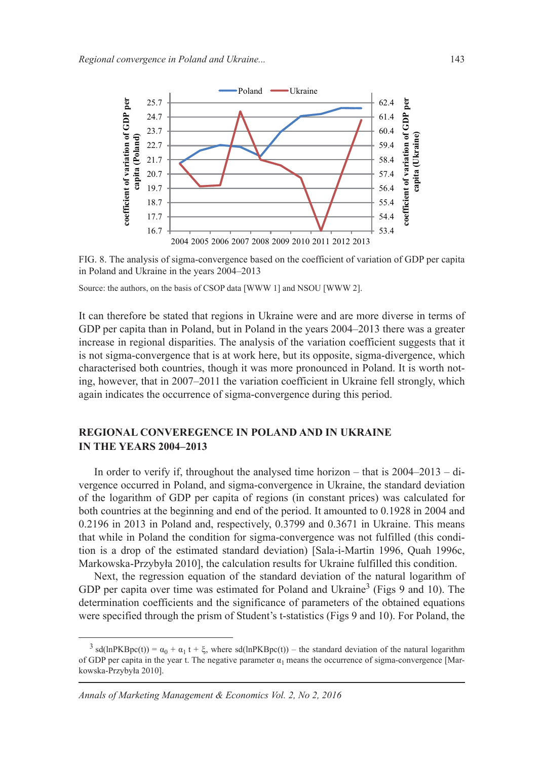FIG. 8. The analysis of sigma-convergence based on the coefficient of variation of GDP per capita in Poland and Ukraine in the years 2004–2013

Source: the authors, on the basis of CSOP data [WWW 1] and NSOU [WWW 2].

It can therefore be stated that regions in Ukraine were and are more diverse in terms of GDP per capita than in Poland, but in Poland in the years 2004–2013 there was a greater increase in regional disparities. The analysis of the variation coefficient suggests that it is not sigma-convergence that is at work here, but its opposite, sigma-divergence, which characterised both countries, though it was more pronounced in Poland. It is worth noting, however, that in 2007–2011 the variation coefficient in Ukraine fell strongly, which again indicates the occurrence of sigma-convergence during this period.

## REGIONAL CONVEREGENCE IN POLAND AND IN UKRAINE IN THE YEARS 2004–2013

In order to verify if, throughout the analysed time horizon – that is 2004–2013 – divergence occurred in Poland, and sigma-convergence in Ukraine, the standard deviation of the logarithm of GDP per capita of regions (in constant prices) was calculated for both countries at the beginning and end of the period. It amounted to 0.1928 in 2004 and 0.2196 in 2013 in Poland and, respectively, 0.3799 and 0.3671 in Ukraine. This means that while in Poland the condition for sigma-convergence was not fulfilled (this condition is a drop of the estimated standard deviation) [Sala-i-Martin 1996, Quah 1996c, Markowska-Przybyła 2010], the calculation results for Ukraine fulfilled this condition.

Next, the regression equation of the standard deviation of the natural logarithm of GDP per capita over time was estimated for Poland and Ukraine[3] (Figs 9 and 10). The determination coefficients and the significance of parameters of the obtained equations were specified through the prism of Student's t-statistics (Figs 9 and 10). For Poland, the

---

[3] $sd(lnPKBpc(t)) = \alpha_0 + \alpha_1 t + \xi$, where sd(lnPKBpc(t)) – the standard deviation of the natural logarithm of GDP per capita in the year t. The negative parameter $\alpha_1$ means the occurrence of sigma-convergence [Markowska-Przybyła 2010].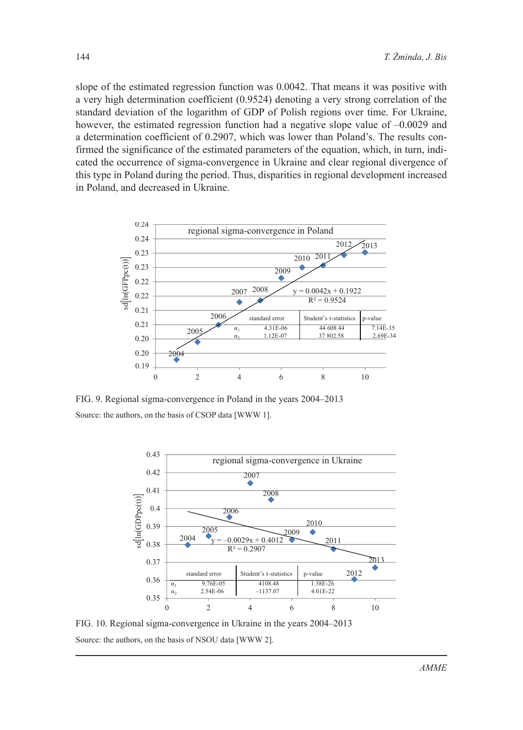slope of the estimated regression function was 0.0042. That means it was positive with a very high determination coefficient (0.9524) denoting a very strong correlation of the standard deviation of the logarithm of GDP of Polish regions over time. For Ukraine, however, the estimated regression function had a negative slope value of –0.0029 and a determination coefficient of 0.2907, which was lower than Poland's. The results confirmed the significance of the estimated parameters of the equation, which, in turn, indicated the occurrence of sigma-convergence in Ukraine and clear regional divergence of this type in Poland during the period. Thus, disparities in regional development increased in Poland, and decreased in Ukraine.

regional sigma-convergence in Poland

$y = 0.0042x + 0.1922$

$R^2 = 0.9524$

| | standard error | Student's t-statistics | p-value |
|---|---|---|---|
| $\alpha_1$ | 4.31E-06 | 44 608.44 | 7.14E-35 |
| $\alpha_2$ | 1.12E-07 | 37 802.58 | 2.69E-34 |

FIG. 9. Regional sigma-convergence in Poland in the years 2004–2013

Source: the authors, on the basis of CSOP data [WWW 1].

regional sigma-convergence in Ukraine

$y = -0.0029x + 0.4012$

$R^2 = 0.2907$

| | standard error | Student's t-statistics | p-value |
|---|---|---|---|
| $\alpha_1$ | 9.76E-05 | 4108.48 | 1.38E-26 |
| $\alpha_2$ | 2.54E-06 | –1137.07 | 4.01E-22 |

FIG. 10. Regional sigma-convergence in Ukraine in the years 2004–2013

Source: the authors, on the basis of NSOU data [WWW 2].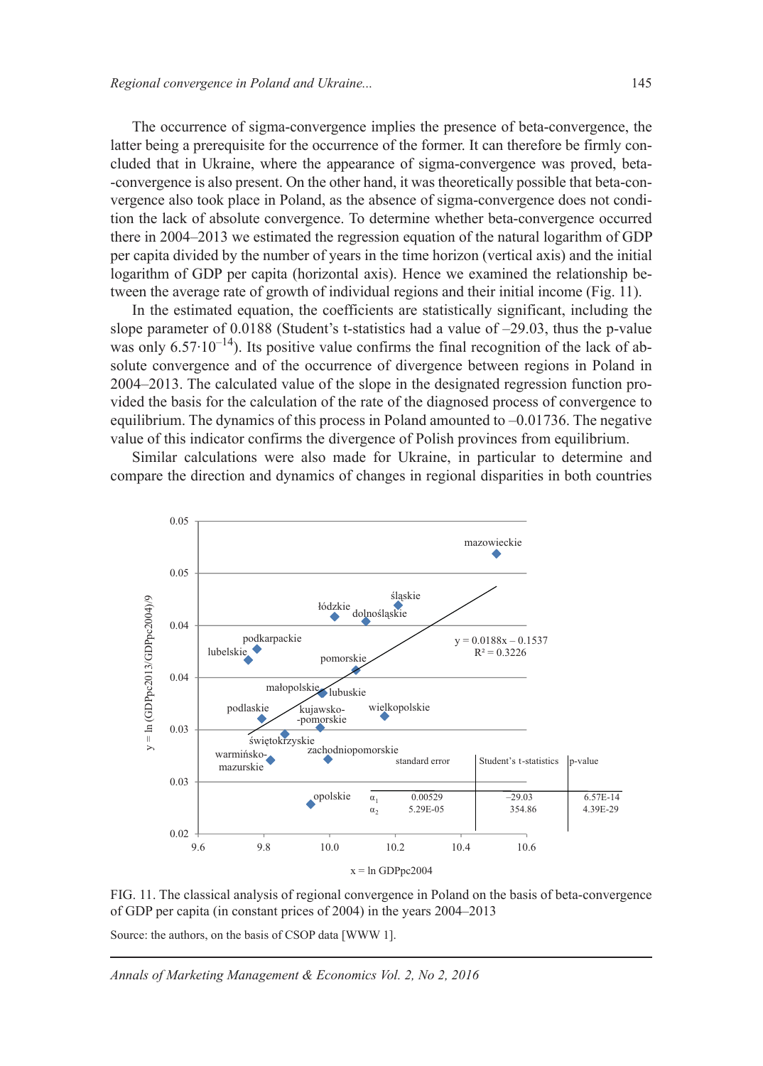The occurrence of sigma-convergence implies the presence of beta-convergence, the latter being a prerequisite for the occurrence of the former. It can therefore be firmly concluded that in Ukraine, where the appearance of sigma-convergence was proved, beta-convergence is also present. On the other hand, it was theoretically possible that beta-convergence also took place in Poland, as the absence of sigma-convergence does not condition the lack of absolute convergence. To determine whether beta-convergence occurred there in 2004–2013 we estimated the regression equation of the natural logarithm of GDP per capita divided by the number of years in the time horizon (vertical axis) and the initial logarithm of GDP per capita (horizontal axis). Hence we examined the relationship between the average rate of growth of individual regions and their initial income (Fig. 11).

In the estimated equation, the coefficients are statistically significant, including the slope parameter of 0.0188 (Student's t-statistics had a value of –29.03, thus the p-value was only $6.57 \cdot 10^{-14}$). Its positive value confirms the final recognition of the lack of absolute convergence and of the occurrence of divergence between regions in Poland in 2004–2013. The calculated value of the slope in the designated regression function provided the basis for the calculation of the rate of the diagnosed process of convergence to equilibrium. The dynamics of this process in Poland amounted to –0.01736. The negative value of this indicator confirms the divergence of Polish provinces from equilibrium.

Similar calculations were also made for Ukraine, in particular to determine and compare the direction and dynamics of changes in regional disparities in both countries

$y = 0.0188x - 0.1537$

$R^2 = 0.3226$

| | standard error | Student's t-statistics | p-value |
|---|---|---|---|
| $\alpha_1$ | 0.00529 | –29.03 | 6.57E-14 |
| $\alpha_2$ | 5.29E-05 | 354.86 | 4.39E-29 |

FIG. 11. The classical analysis of regional convergence in Poland on the basis of beta-convergence of GDP per capita (in constant prices of 2004) in the years 2004–2013

Source: the authors, on the basis of CSOP data [WWW 1].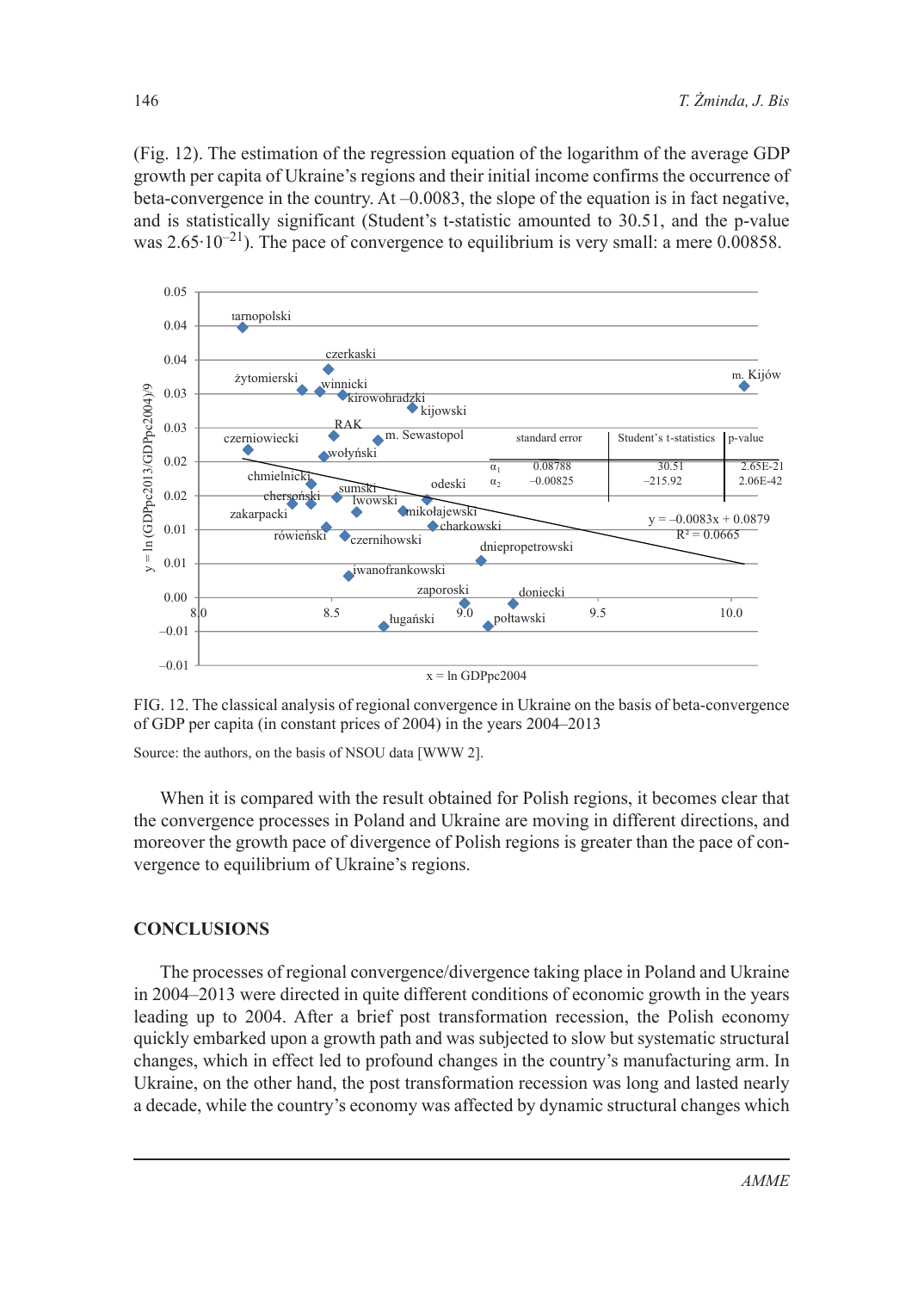(Fig. 12). The estimation of the regression equation of the logarithm of the average GDP growth per capita of Ukraine's regions and their initial income confirms the occurrence of beta-convergence in the country. At –0.0083, the slope of the equation is in fact negative, and is statistically significant (Student's t-statistic amounted to 30.51, and the p-value was $2.65 \cdot 10^{-21}$). The pace of convergence to equilibrium is very small: a mere 0.00858.

|  | standard error | Student's t-statistics | p-value |
|---|---|---|---|
| $\alpha_1$ | 0.08788 | 30.51 | 2.65E-21 |
| $\alpha_2$ | –0.00825 | –215.92 | 2.06E-42 |

$y = –0.0083x + 0.0879$

$R^2 = 0.0665$

FIG. 12. The classical analysis of regional convergence in Ukraine on the basis of beta-convergence of GDP per capita (in constant prices of 2004) in the years 2004–2013

Source: the authors, on the basis of NSOU data [WWW 2].

When it is compared with the result obtained for Polish regions, it becomes clear that the convergence processes in Poland and Ukraine are moving in different directions, and moreover the growth pace of divergence of Polish regions is greater than the pace of convergence to equilibrium of Ukraine's regions.

## CONCLUSIONS

The processes of regional convergence/divergence taking place in Poland and Ukraine in 2004–2013 were directed in quite different conditions of economic growth in the years leading up to 2004. After a brief post transformation recession, the Polish economy quickly embarked upon a growth path and was subjected to slow but systematic structural changes, which in effect led to profound changes in the country's manufacturing arm. In Ukraine, on the other hand, the post transformation recession was long and lasted nearly a decade, while the country's economy was affected by dynamic structural changes which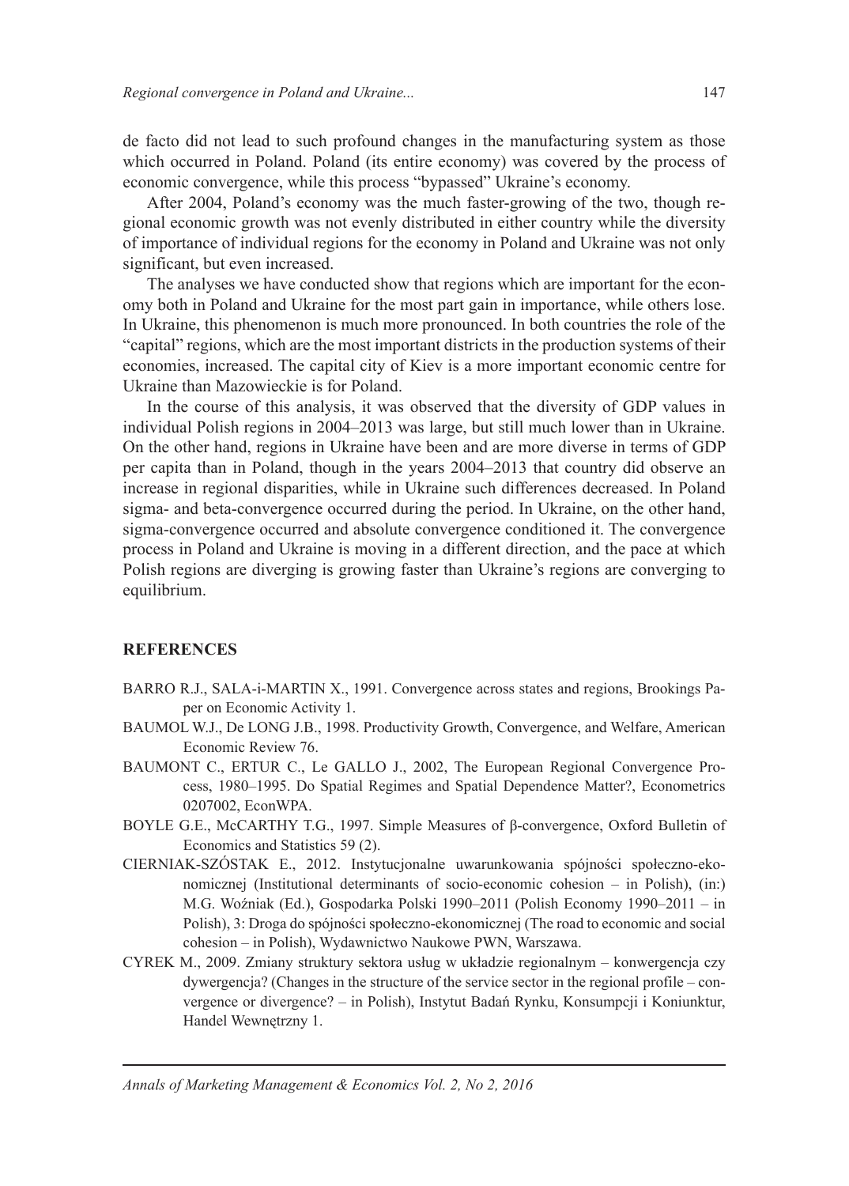de facto did not lead to such profound changes in the manufacturing system as those which occurred in Poland. Poland (its entire economy) was covered by the process of economic convergence, while this process "bypassed" Ukraine's economy.

After 2004, Poland's economy was the much faster-growing of the two, though regional economic growth was not evenly distributed in either country while the diversity of importance of individual regions for the economy in Poland and Ukraine was not only significant, but even increased.

The analyses we have conducted show that regions which are important for the economy both in Poland and Ukraine for the most part gain in importance, while others lose. In Ukraine, this phenomenon is much more pronounced. In both countries the role of the "capital" regions, which are the most important districts in the production systems of their economies, increased. The capital city of Kiev is a more important economic centre for Ukraine than Mazowieckie is for Poland.

In the course of this analysis, it was observed that the diversity of GDP values in individual Polish regions in 2004–2013 was large, but still much lower than in Ukraine. On the other hand, regions in Ukraine have been and are more diverse in terms of GDP per capita than in Poland, though in the years 2004–2013 that country did observe an increase in regional disparities, while in Ukraine such differences decreased. In Poland sigma- and beta-convergence occurred during the period. In Ukraine, on the other hand, sigma-convergence occurred and absolute convergence conditioned it. The convergence process in Poland and Ukraine is moving in a different direction, and the pace at which Polish regions are diverging is growing faster than Ukraine's regions are converging to equilibrium.

## REFERENCES

BARRO R.J., SALA-i-MARTIN X., 1991. Convergence across states and regions, Brookings Paper on Economic Activity 1.

BAUMOL W.J., De LONG J.B., 1998. Productivity Growth, Convergence, and Welfare, American Economic Review 76.

BAUMONT C., ERTUR C., Le GALLO J., 2002, The European Regional Convergence Process, 1980–1995. Do Spatial Regimes and Spatial Dependence Matter?, Econometrics 0207002, EconWPA.

BOYLE G.E., McCARTHY T.G., 1997. Simple Measures of β-convergence, Oxford Bulletin of Economics and Statistics 59 (2).

CIERNIAK-SZÓSTAK E., 2012. Instytucjonalne uwarunkowania spójności społeczno-ekonomicznej (Institutional determinants of socio-economic cohesion – in Polish), (in:) M.G. Woźniak (Ed.), Gospodarka Polski 1990–2011 (Polish Economy 1990–2011 – in Polish), 3: Droga do spójności społeczno-ekonomicznej (The road to economic and social cohesion – in Polish), Wydawnictwo Naukowe PWN, Warszawa.

CYREK M., 2009. Zmiany struktury sektora usług w układzie regionalnym – konwergencja czy dywergencja? (Changes in the structure of the service sector in the regional profile – convergence or divergence? – in Polish), Instytut Badań Rynku, Konsumpcji i Koniunktur, Handel Wewnętrzny 1.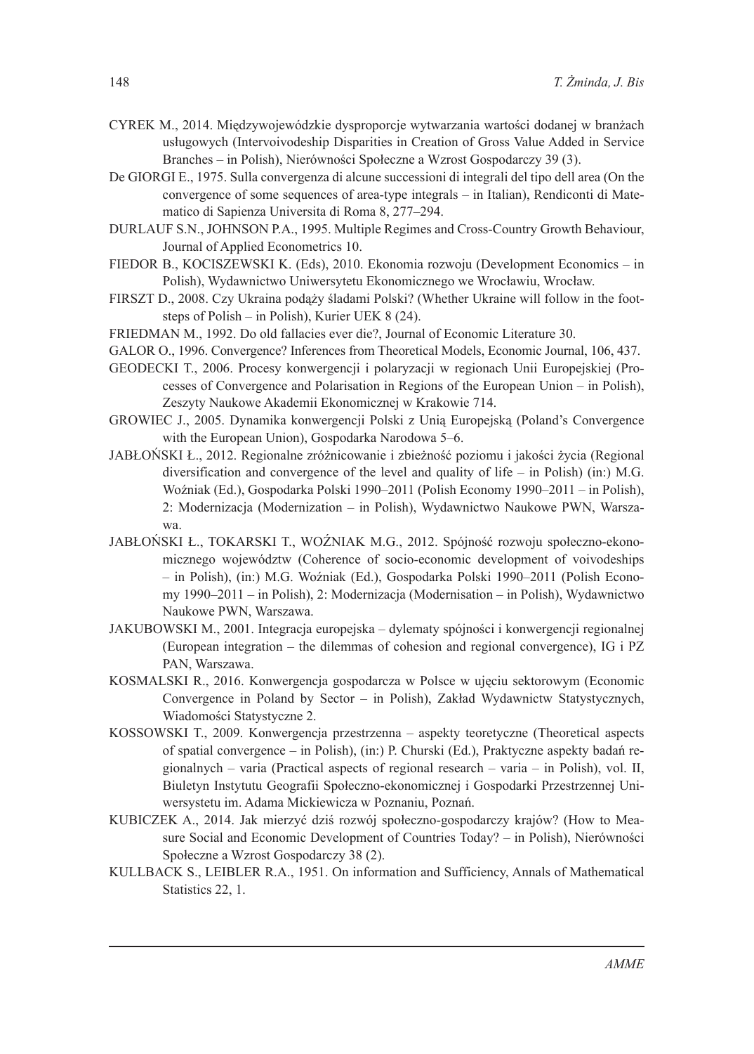CYREK M., 2014. Międzywojewódzkie dysproporcje wytwarzania wartości dodanej w branżach usługowych (Intervoivodeship Disparities in Creation of Gross Value Added in Service Branches – in Polish), Nierówności Społeczne a Wzrost Gospodarczy 39 (3).

De GIORGI E., 1975. Sulla convergenza di alcune successioni di integrali del tipo dell area (On the convergence of some sequences of area-type integrals – in Italian), Rendiconti di Matematico di Sapienza Universita di Roma 8, 277–294.

DURLAUF S.N., JOHNSON P.A., 1995. Multiple Regimes and Cross-Country Growth Behaviour, Journal of Applied Econometrics 10.

FIEDOR B., KOCISZEWSKI K. (Eds), 2010. Ekonomia rozwoju (Development Economics – in Polish), Wydawnictwo Uniwersytetu Ekonomicznego we Wrocławiu, Wrocław.

FIRSZT D., 2008. Czy Ukraina podąży śladami Polski? (Whether Ukraine will follow in the footsteps of Polish – in Polish), Kurier UEK 8 (24).

FRIEDMAN M., 1992. Do old fallacies ever die?, Journal of Economic Literature 30.

GALOR O., 1996. Convergence? Inferences from Theoretical Models, Economic Journal, 106, 437.

GEODECKI T., 2006. Procesy konwergencji i polaryzacji w regionach Unii Europejskiej (Processes of Convergence and Polarisation in Regions of the European Union – in Polish), Zeszyty Naukowe Akademii Ekonomicznej w Krakowie 714.

GROWIEC J., 2005. Dynamika konwergencji Polski z Unią Europejską (Poland's Convergence with the European Union), Gospodarka Narodowa 5–6.

JABŁOŃSKI Ł., 2012. Regionalne zróżnicowanie i zbieżność poziomu i jakości życia (Regional diversification and convergence of the level and quality of life – in Polish) (in:) M.G. Woźniak (Ed.), Gospodarka Polski 1990–2011 (Polish Economy 1990–2011 – in Polish), 2: Modernizacja (Modernization – in Polish), Wydawnictwo Naukowe PWN, Warszawa.

JABŁOŃSKI Ł., TOKARSKI T., WOŹNIAK M.G., 2012. Spójność rozwoju społeczno-ekonomicznego województw (Coherence of socio-economic development of voivodeships – in Polish), (in:) M.G. Woźniak (Ed.), Gospodarka Polski 1990–2011 (Polish Economy 1990–2011 – in Polish), 2: Modernizacja (Modernisation – in Polish), Wydawnictwo Naukowe PWN, Warszawa.

JAKUBOWSKI M., 2001. Integracja europejska – dylematy spójności i konwergencji regionalnej (European integration – the dilemmas of cohesion and regional convergence), IG i PZ PAN, Warszawa.

KOSMALSKI R., 2016. Konwergencja gospodarcza w Polsce w ujęciu sektorowym (Economic Convergence in Poland by Sector – in Polish), Zakład Wydawnictw Statystycznych, Wiadomości Statystyczne 2.

KOSSOWSKI T., 2009. Konwergencja przestrzenna – aspekty teoretyczne (Theoretical aspects of spatial convergence – in Polish), (in:) P. Churski (Ed.), Praktyczne aspekty badań regionalnych – varia (Practical aspects of regional research – varia – in Polish), vol. II, Biuletyn Instytutu Geografii Społeczno-ekonomicznej i Gospodarki Przestrzennej Uniwersystetu im. Adama Mickiewicza w Poznaniu, Poznań.

KUBICZEK A., 2014. Jak mierzyć dziś rozwój społeczno-gospodarczy krajów? (How to Measure Social and Economic Development of Countries Today? – in Polish), Nierówności Społeczne a Wzrost Gospodarczy 38 (2).

KULLBACK S., LEIBLER R.A., 1951. On information and Sufficiency, Annals of Mathematical Statistics 22, 1.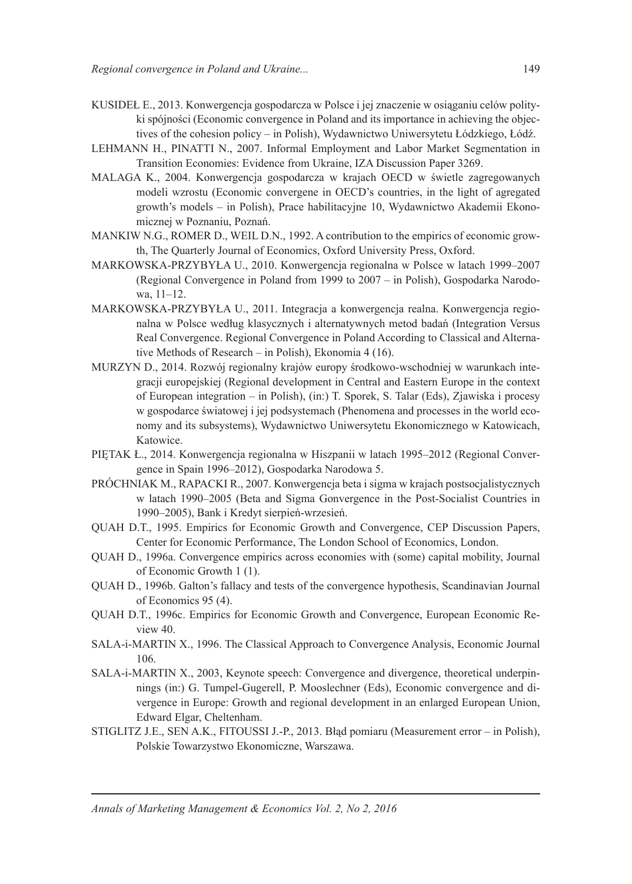KUSIDEŁ E., 2013. Konwergencja gospodarcza w Polsce i jej znaczenie w osiąganiu celów polityki spójności (Economic convergence in Poland and its importance in achieving the objectives of the cohesion policy – in Polish), Wydawnictwo Uniwersytetu Łódzkiego, Łódź.

LEHMANN H., PINATTI N., 2007. Informal Employment and Labor Market Segmentation in Transition Economies: Evidence from Ukraine, IZA Discussion Paper 3269.

MALAGA K., 2004. Konwergencja gospodarcza w krajach OECD w świetle zagregowanych modeli wzrostu (Economic convergene in OECD's countries, in the light of agregated growth's models – in Polish), Prace habilitacyjne 10, Wydawnictwo Akademii Ekonomicznej w Poznaniu, Poznań.

MANKIW N.G., ROMER D., WEIL D.N., 1992. A contribution to the empirics of economic growth, The Quarterly Journal of Economics, Oxford University Press, Oxford.

MARKOWSKA-PRZYBYŁA U., 2010. Konwergencja regionalna w Polsce w latach 1999–2007 (Regional Convergence in Poland from 1999 to 2007 – in Polish), Gospodarka Narodowa, 11–12.

MARKOWSKA-PRZYBYŁA U., 2011. Integracja a konwergencja realna. Konwergencja regionalna w Polsce według klasycznych i alternatywnych metod badań (Integration Versus Real Convergence. Regional Convergence in Poland According to Classical and Alternative Methods of Research – in Polish), Ekonomia 4 (16).

MURZYN D., 2014. Rozwój regionalny krajów europy środkowo-wschodniej w warunkach integracji europejskiej (Regional development in Central and Eastern Europe in the context of European integration – in Polish), (in:) T. Sporek, S. Talar (Eds), Zjawiska i procesy w gospodarce światowej i jej podsystemach (Phenomena and processes in the world economy and its subsystems), Wydawnictwo Uniwersytetu Ekonomicznego w Katowicach, Katowice.

PIĘTAK Ł., 2014. Konwergencja regionalna w Hiszpanii w latach 1995–2012 (Regional Convergence in Spain 1996–2012), Gospodarka Narodowa 5.

PRÓCHNIAK M., RAPACKI R., 2007. Konwergencja beta i sigma w krajach postsocjalistycznych w latach 1990–2005 (Beta and Sigma Gonvergence in the Post-Socialist Countries in 1990–2005), Bank i Kredyt sierpień-wrzesień.

QUAH D.T., 1995. Empirics for Economic Growth and Convergence, CEP Discussion Papers, Center for Economic Performance, The London School of Economics, London.

QUAH D., 1996a. Convergence empirics across economies with (some) capital mobility, Journal of Economic Growth 1 (1).

QUAH D., 1996b. Galton's fallacy and tests of the convergence hypothesis, Scandinavian Journal of Economics 95 (4).

QUAH D.T., 1996c. Empirics for Economic Growth and Convergence, European Economic Review 40.

SALA-i-MARTIN X., 1996. The Classical Approach to Convergence Analysis, Economic Journal 106.

SALA-i-MARTIN X., 2003, Keynote speech: Convergence and divergence, theoretical underpinnings (in:) G. Tumpel-Gugerell, P. Mooslechner (Eds), Economic convergence and divergence in Europe: Growth and regional development in an enlarged European Union, Edward Elgar, Cheltenham.

STIGLITZ J.E., SEN A.K., FITOUSSI J.-P., 2013. Błąd pomiaru (Measurement error – in Polish), Polskie Towarzystwo Ekonomiczne, Warszawa.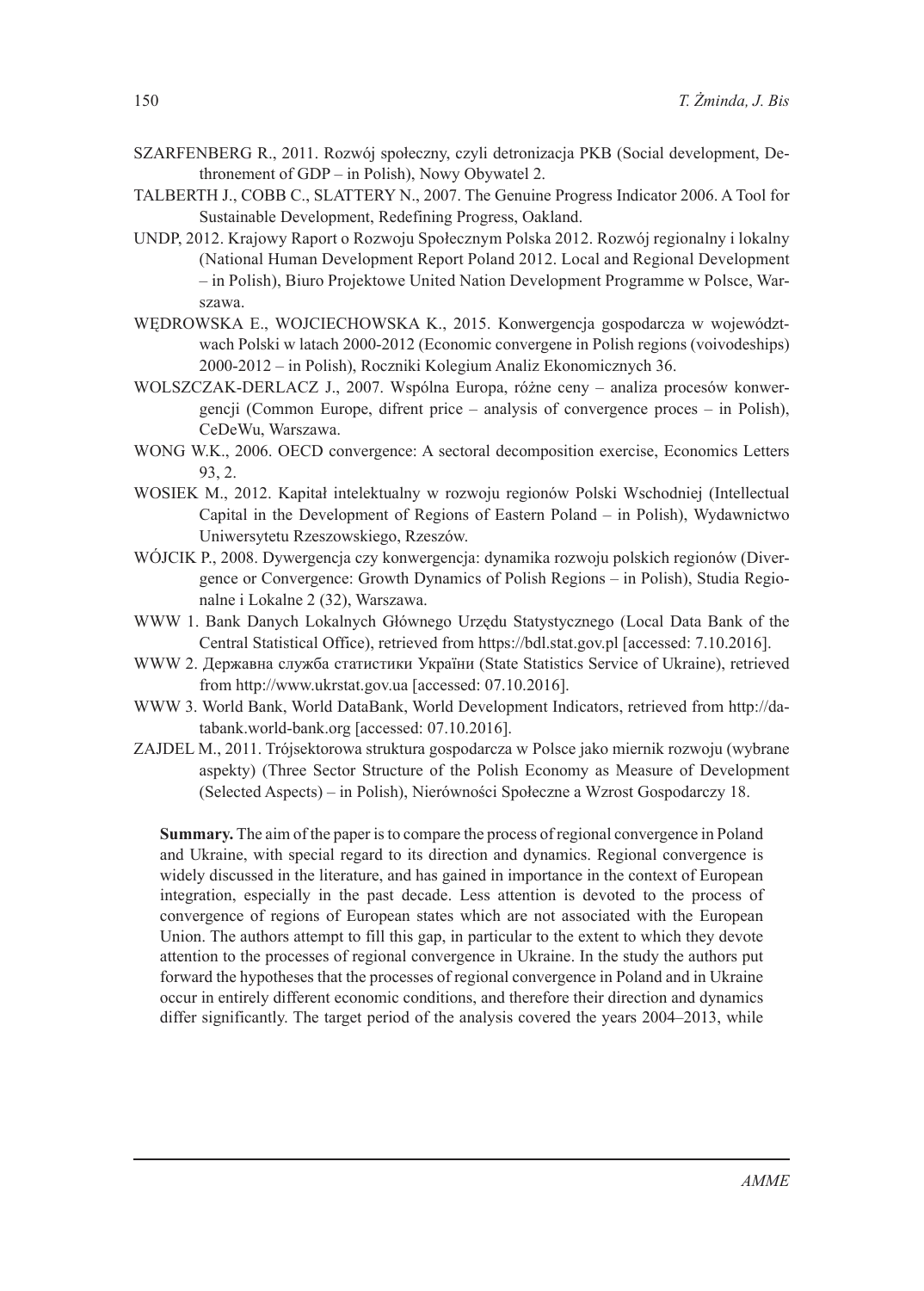SZARFENBERG R., 2011. Rozwój społeczny, czyli detronizacja PKB (Social development, Dethronement of GDP – in Polish), Nowy Obywatel 2.

TALBERTH J., COBB C., SLATTERY N., 2007. The Genuine Progress Indicator 2006. A Tool for Sustainable Development, Redefining Progress, Oakland.

UNDP, 2012. Krajowy Raport o Rozwoju Społecznym Polska 2012. Rozwój regionalny i lokalny (National Human Development Report Poland 2012. Local and Regional Development – in Polish), Biuro Projektowe United Nation Development Programme w Polsce, Warszawa.

WĘDROWSKA E., WOJCIECHOWSKA K., 2015. Konwergencja gospodarcza w województwach Polski w latach 2000-2012 (Economic convergene in Polish regions (voivodeships) 2000-2012 – in Polish), Roczniki Kolegium Analiz Ekonomicznych 36.

WOLSZCZAK-DERLACZ J., 2007. Wspólna Europa, różne ceny – analiza procesów konwergencji (Common Europe, difrent price – analysis of convergence proces – in Polish), CeDeWu, Warszawa.

WONG W.K., 2006. OECD convergence: A sectoral decomposition exercise, Economics Letters 93, 2.

WOSIEK M., 2012. Kapitał intelektualny w rozwoju regionów Polski Wschodniej (Intellectual Capital in the Development of Regions of Eastern Poland – in Polish), Wydawnictwo Uniwersytetu Rzeszowskiego, Rzeszów.

WÓJCIK P., 2008. Dywergencja czy konwergencja: dynamika rozwoju polskich regionów (Divergence or Convergence: Growth Dynamics of Polish Regions – in Polish), Studia Regionalne i Lokalne 2 (32), Warszawa.

WWW 1. Bank Danych Lokalnych Głównego Urzędu Statystycznego (Local Data Bank of the Central Statistical Office), retrieved from https://bdl.stat.gov.pl [accessed: 7.10.2016].

WWW 2. Державна служба статистики України (State Statistics Service of Ukraine), retrieved from http://www.ukrstat.gov.ua [accessed: 07.10.2016].

WWW 3. World Bank, World DataBank, World Development Indicators, retrieved from http://databank.world-bank.org [accessed: 07.10.2016].

ZAJDEL M., 2011. Trójsektorowa struktura gospodarcza w Polsce jako miernik rozwoju (wybrane aspekty) (Three Sector Structure of the Polish Economy as Measure of Development (Selected Aspects) – in Polish), Nierówności Społeczne a Wzrost Gospodarczy 18.

**Summary.** The aim of the paper is to compare the process of regional convergence in Poland and Ukraine, with special regard to its direction and dynamics. Regional convergence is widely discussed in the literature, and has gained in importance in the context of European integration, especially in the past decade. Less attention is devoted to the process of convergence of regions of European states which are not associated with the European Union. The authors attempt to fill this gap, in particular to the extent to which they devote attention to the processes of regional convergence in Ukraine. In the study the authors put forward the hypotheses that the processes of regional convergence in Poland and in Ukraine occur in entirely different economic conditions, and therefore their direction and dynamics differ significantly. The target period of the analysis covered the years 2004–2013, while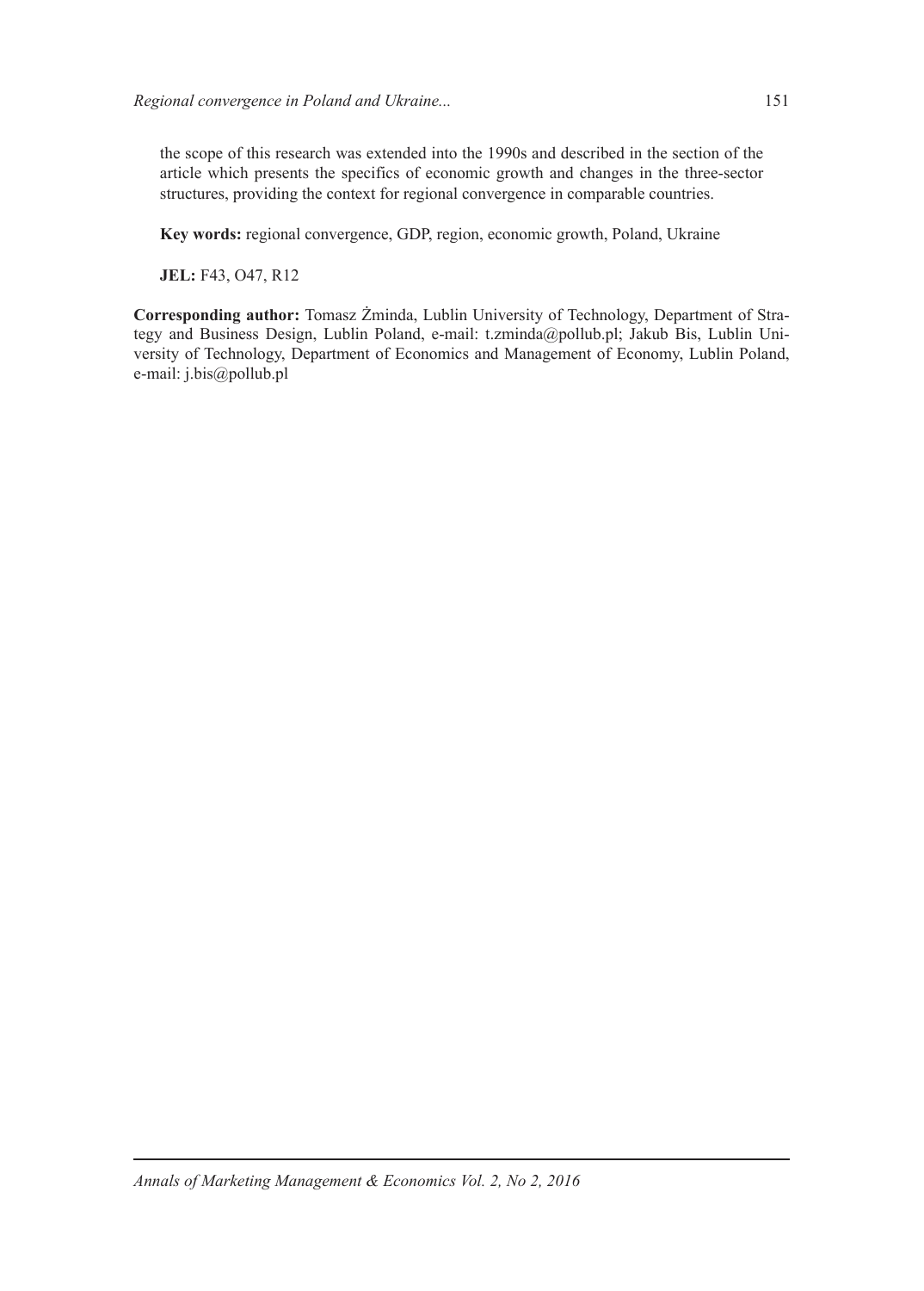the scope of this research was extended into the 1990s and described in the section of the article which presents the specifics of economic growth and changes in the three-sector structures, providing the context for regional convergence in comparable countries.

**Key words:** regional convergence, GDP, region, economic growth, Poland, Ukraine

**JEL:** F43, O47, R12

**Corresponding author:** Tomasz Żminda, Lublin University of Technology, Department of Strategy and Business Design, Lublin Poland, e-mail: t.zminda@pollub.pl; Jakub Bis, Lublin University of Technology, Department of Economics and Management of Economy, Lublin Poland, e-mail: j.bis@pollub.pl